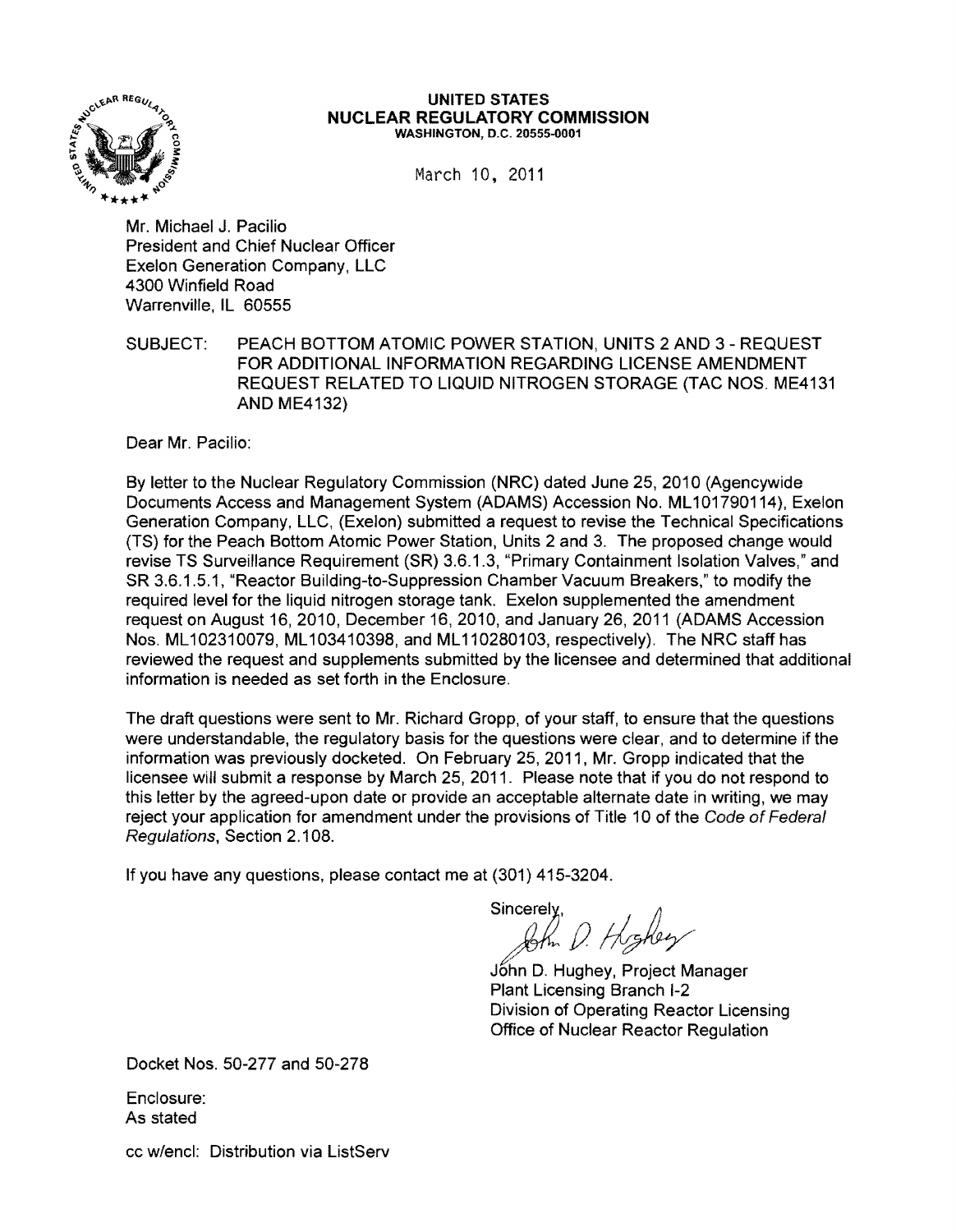**UNITED STATES**
**NUCLEAR REGULATORY COMMISSION**
WASHINGTON, D.C. 20555-0001

March 10, 2011

Mr. Michael J. Pacilio
President and Chief Nuclear Officer
Exelon Generation Company, LLC
4300 Winfield Road
Warrenville, IL 60555

SUBJECT: PEACH BOTTOM ATOMIC POWER STATION, UNITS 2 AND 3 - REQUEST FOR ADDITIONAL INFORMATION REGARDING LICENSE AMENDMENT REQUEST RELATED TO LIQUID NITROGEN STORAGE (TAC NOS. ME4131 AND ME4132)

Dear Mr. Pacilio:

By letter to the Nuclear Regulatory Commission (NRC) dated June 25, 2010 (Agencywide Documents Access and Management System (ADAMS) Accession No. ML101790114), Exelon Generation Company, LLC, (Exelon) submitted a request to revise the Technical Specifications (TS) for the Peach Bottom Atomic Power Station, Units 2 and 3. The proposed change would revise TS Surveillance Requirement (SR) 3.6.1.3, "Primary Containment Isolation Valves," and SR 3.6.1.5.1, "Reactor Building-to-Suppression Chamber Vacuum Breakers," to modify the required level for the liquid nitrogen storage tank. Exelon supplemented the amendment request on August 16, 2010, December 16, 2010, and January 26, 2011 (ADAMS Accession Nos. ML102310079, ML103410398, and ML110280103, respectively). The NRC staff has reviewed the request and supplements submitted by the licensee and determined that additional information is needed as set forth in the Enclosure.

The draft questions were sent to Mr. Richard Gropp, of your staff, to ensure that the questions were understandable, the regulatory basis for the questions were clear, and to determine if the information was previously docketed. On February 25, 2011, Mr. Gropp indicated that the licensee will submit a response by March 25, 2011. Please note that if you do not respond to this letter by the agreed-upon date or provide an acceptable alternate date in writing, we may reject your application for amendment under the provisions of Title 10 of the *Code of Federal Regulations*, Section 2.108.

If you have any questions, please contact me at (301) 415-3204.

Sincerely,

John D. Hughey, Project Manager
Plant Licensing Branch I-2
Division of Operating Reactor Licensing
Office of Nuclear Reactor Regulation

Docket Nos. 50-277 and 50-278

Enclosure:
As stated

cc w/encl: Distribution via ListServ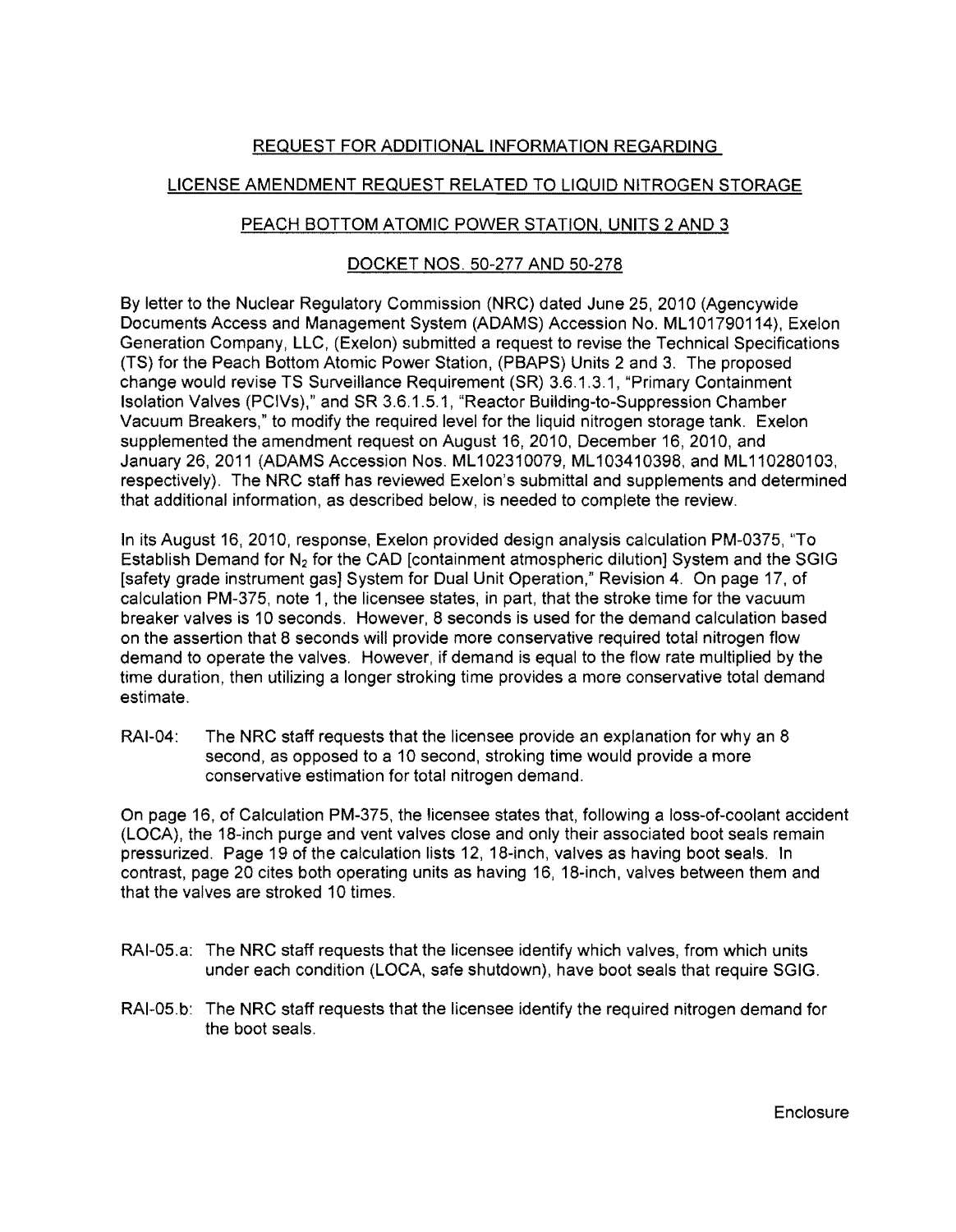## REQUEST FOR ADDITIONAL INFORMATION REGARDING

## LICENSE AMENDMENT REQUEST RELATED TO LIQUID NITROGEN STORAGE

## PEACH BOTTOM ATOMIC POWER STATION, UNITS 2 AND 3

## DOCKET NOS. 50-277 AND 50-278

By letter to the Nuclear Regulatory Commission (NRC) dated June 25, 2010 (Agencywide Documents Access and Management System (ADAMS) Accession No. ML101790114), Exelon Generation Company, LLC, (Exelon) submitted a request to revise the Technical Specifications (TS) for the Peach Bottom Atomic Power Station, (PBAPS) Units 2 and 3. The proposed change would revise TS Surveillance Requirement (SR) 3.6.1.3.1, "Primary Containment Isolation Valves (PCIVs)," and SR 3.6.1.5.1, "Reactor Building-to-Suppression Chamber Vacuum Breakers," to modify the required level for the liquid nitrogen storage tank. Exelon supplemented the amendment request on August 16, 2010, December 16, 2010, and January 26, 2011 (ADAMS Accession Nos. ML102310079, ML103410398, and ML110280103, respectively). The NRC staff has reviewed Exelon's submittal and supplements and determined that additional information, as described below, is needed to complete the review.

In its August 16, 2010, response, Exelon provided design analysis calculation PM-0375, "To Establish Demand for $N_2$ for the CAD [containment atmospheric dilution] System and the SGIG [safety grade instrument gas] System for Dual Unit Operation," Revision 4. On page 17, of calculation PM-375, note 1, the licensee states, in part, that the stroke time for the vacuum breaker valves is 10 seconds. However, 8 seconds is used for the demand calculation based on the assertion that 8 seconds will provide more conservative required total nitrogen flow demand to operate the valves. However, if demand is equal to the flow rate multiplied by the time duration, then utilizing a longer stroking time provides a more conservative total demand estimate.

RAI-04: The NRC staff requests that the licensee provide an explanation for why an 8 second, as opposed to a 10 second, stroking time would provide a more conservative estimation for total nitrogen demand.

On page 16, of Calculation PM-375, the licensee states that, following a loss-of-coolant accident (LOCA), the 18-inch purge and vent valves close and only their associated boot seals remain pressurized. Page 19 of the calculation lists 12, 18-inch, valves as having boot seals. In contrast, page 20 cites both operating units as having 16, 18-inch, valves between them and that the valves are stroked 10 times.

RAI-05.a: The NRC staff requests that the licensee identify which valves, from which units under each condition (LOCA, safe shutdown), have boot seals that require SGIG.

RAI-05.b: The NRC staff requests that the licensee identify the required nitrogen demand for the boot seals.

Enclosure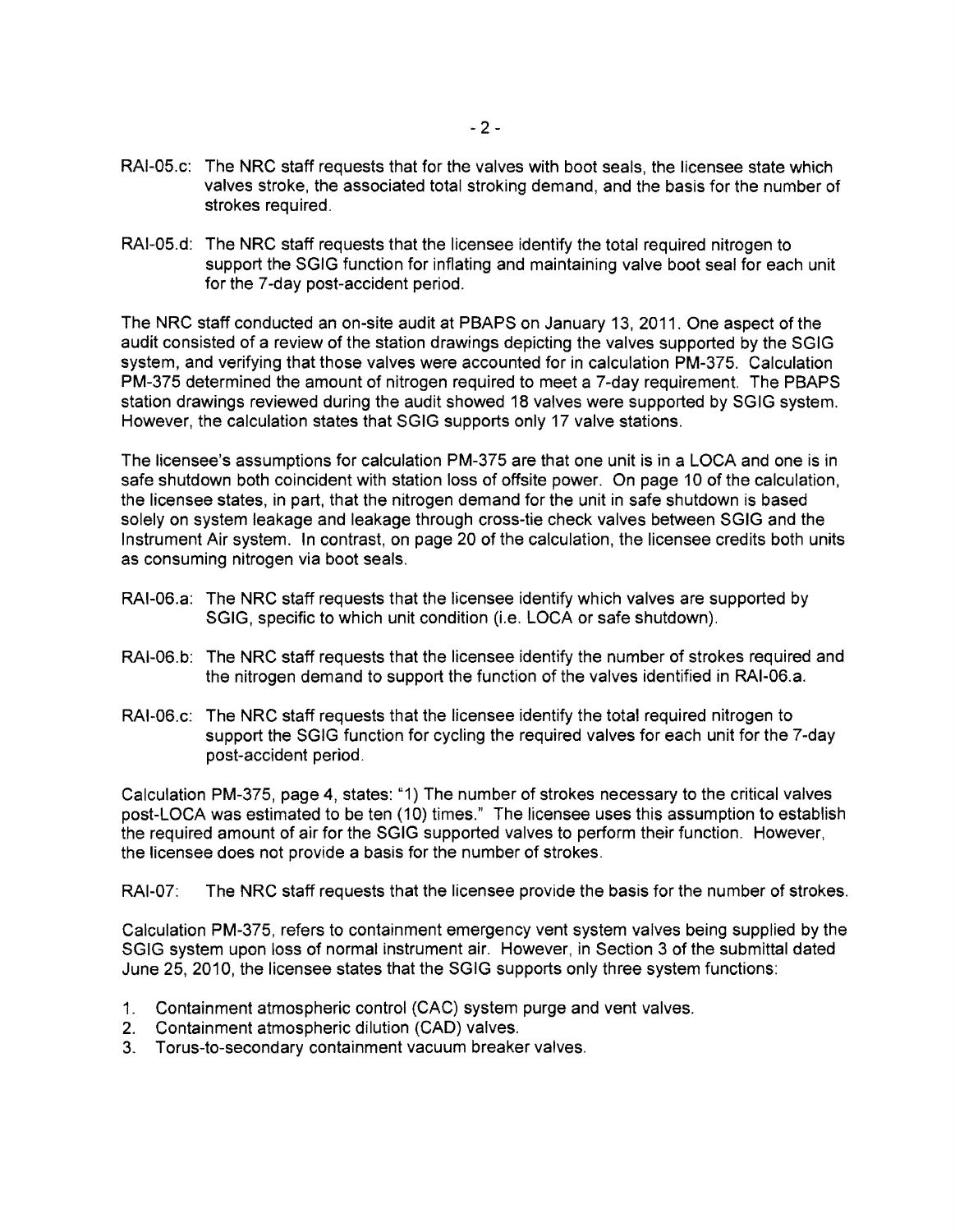RAI-05.c: The NRC staff requests that for the valves with boot seals, the licensee state which valves stroke, the associated total stroking demand, and the basis for the number of strokes required.

RAI-05.d: The NRC staff requests that the licensee identify the total required nitrogen to support the SGIG function for inflating and maintaining valve boot seal for each unit for the 7-day post-accident period.

The NRC staff conducted an on-site audit at PBAPS on January 13, 2011. One aspect of the audit consisted of a review of the station drawings depicting the valves supported by the SGIG system, and verifying that those valves were accounted for in calculation PM-375. Calculation PM-375 determined the amount of nitrogen required to meet a 7-day requirement. The PBAPS station drawings reviewed during the audit showed 18 valves were supported by SGIG system. However, the calculation states that SGIG supports only 17 valve stations.

The licensee's assumptions for calculation PM-375 are that one unit is in a LOCA and one is in safe shutdown both coincident with station loss of offsite power. On page 10 of the calculation, the licensee states, in part, that the nitrogen demand for the unit in safe shutdown is based solely on system leakage and leakage through cross-tie check valves between SGIG and the Instrument Air system. In contrast, on page 20 of the calculation, the licensee credits both units as consuming nitrogen via boot seals.

RAI-06.a: The NRC staff requests that the licensee identify which valves are supported by SGIG, specific to which unit condition (i.e. LOCA or safe shutdown).

RAI-06.b: The NRC staff requests that the licensee identify the number of strokes required and the nitrogen demand to support the function of the valves identified in RAI-06.a.

RAI-06.c: The NRC staff requests that the licensee identify the total required nitrogen to support the SGIG function for cycling the required valves for each unit for the 7-day post-accident period.

Calculation PM-375, page 4, states: "1) The number of strokes necessary to the critical valves post-LOCA was estimated to be ten (10) times." The licensee uses this assumption to establish the required amount of air for the SGIG supported valves to perform their function. However, the licensee does not provide a basis for the number of strokes.

RAI-07: The NRC staff requests that the licensee provide the basis for the number of strokes.

Calculation PM-375, refers to containment emergency vent system valves being supplied by the SGIG system upon loss of normal instrument air. However, in Section 3 of the submittal dated June 25, 2010, the licensee states that the SGIG supports only three system functions:

1. Containment atmospheric control (CAC) system purge and vent valves.
2. Containment atmospheric dilution (CAD) valves.
3. Torus-to-secondary containment vacuum breaker valves.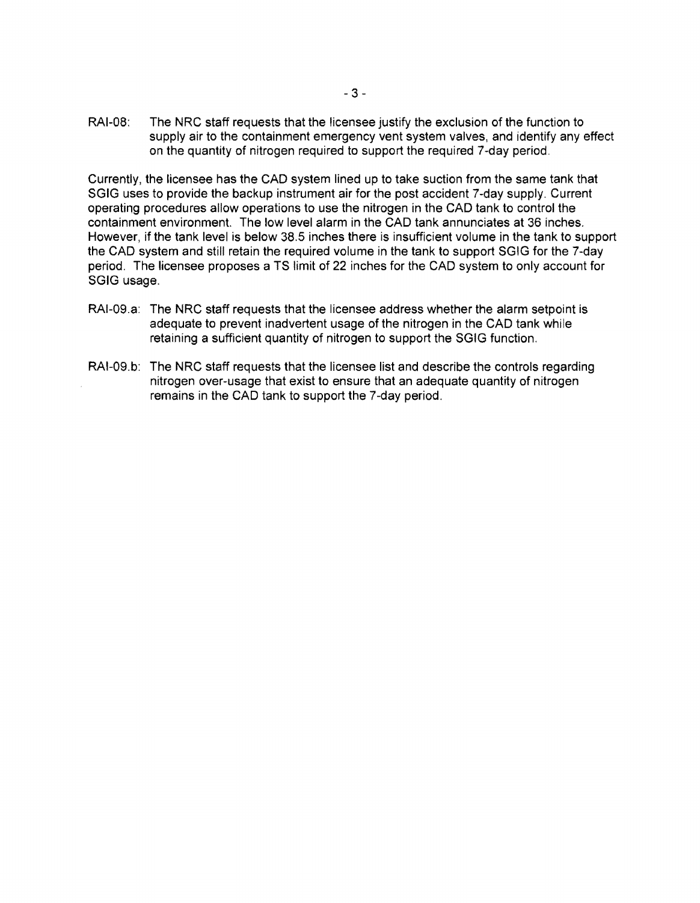RAI-08: The NRC staff requests that the licensee justify the exclusion of the function to supply air to the containment emergency vent system valves, and identify any effect on the quantity of nitrogen required to support the required 7-day period.

Currently, the licensee has the CAD system lined up to take suction from the same tank that SGIG uses to provide the backup instrument air for the post accident 7-day supply. Current operating procedures allow operations to use the nitrogen in the CAD tank to control the containment environment. The low level alarm in the CAD tank annunciates at 36 inches. However, if the tank level is below 38.5 inches there is insufficient volume in the tank to support the CAD system and still retain the required volume in the tank to support SGIG for the 7-day period. The licensee proposes a TS limit of 22 inches for the CAD system to only account for SGIG usage.

RAI-09.a: The NRC staff requests that the licensee address whether the alarm setpoint is adequate to prevent inadvertent usage of the nitrogen in the CAD tank while retaining a sufficient quantity of nitrogen to support the SGIG function.

RAI-09.b: The NRC staff requests that the licensee list and describe the controls regarding nitrogen over-usage that exist to ensure that an adequate quantity of nitrogen remains in the CAD tank to support the 7-day period.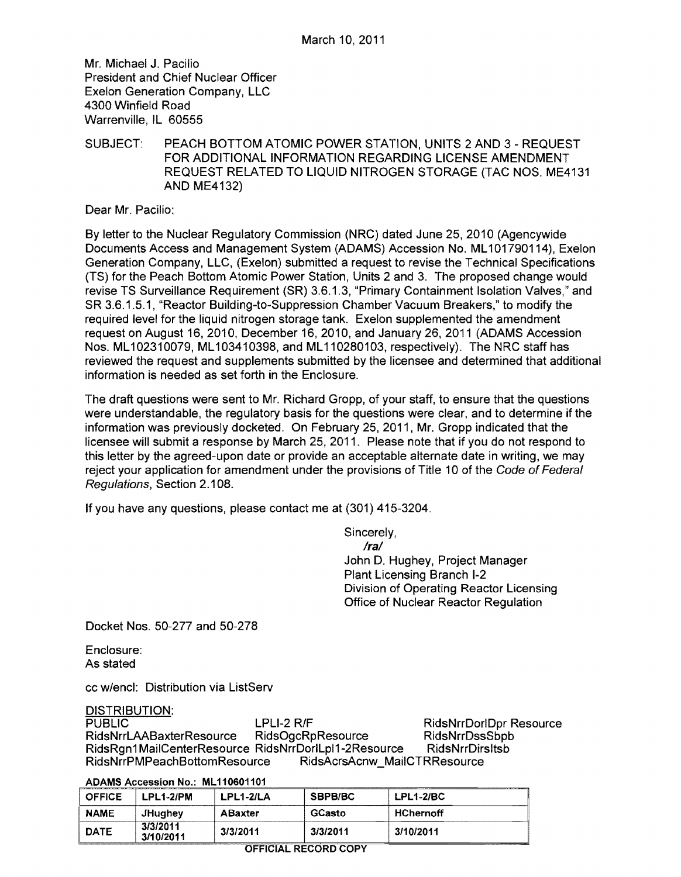March 10, 2011

Mr. Michael J. Pacilio
President and Chief Nuclear Officer
Exelon Generation Company, LLC
4300 Winfield Road
Warrenville, IL 60555

SUBJECT: PEACH BOTTOM ATOMIC POWER STATION, UNITS 2 AND 3 - REQUEST FOR ADDITIONAL INFORMATION REGARDING LICENSE AMENDMENT REQUEST RELATED TO LIQUID NITROGEN STORAGE (TAC NOS. ME4131 AND ME4132)

Dear Mr. Pacilio:

By letter to the Nuclear Regulatory Commission (NRC) dated June 25, 2010 (Agencywide Documents Access and Management System (ADAMS) Accession No. ML101790114), Exelon Generation Company, LLC, (Exelon) submitted a request to revise the Technical Specifications (TS) for the Peach Bottom Atomic Power Station, Units 2 and 3. The proposed change would revise TS Surveillance Requirement (SR) 3.6.1.3, "Primary Containment Isolation Valves," and SR 3.6.1.5.1, "Reactor Building-to-Suppression Chamber Vacuum Breakers," to modify the required level for the liquid nitrogen storage tank. Exelon supplemented the amendment request on August 16, 2010, December 16, 2010, and January 26, 2011 (ADAMS Accession Nos. ML102310079, ML103410398, and ML110280103, respectively). The NRC staff has reviewed the request and supplements submitted by the licensee and determined that additional information is needed as set forth in the Enclosure.

The draft questions were sent to Mr. Richard Gropp, of your staff, to ensure that the questions were understandable, the regulatory basis for the questions were clear, and to determine if the information was previously docketed. On February 25, 2011, Mr. Gropp indicated that the licensee will submit a response by March 25, 2011. Please note that if you do not respond to this letter by the agreed-upon date or provide an acceptable alternate date in writing, we may reject your application for amendment under the provisions of Title 10 of the *Code of Federal Regulations*, Section 2.108.

If you have any questions, please contact me at (301) 415-3204.

Sincerely,

*/ra/*

John D. Hughey, Project Manager
Plant Licensing Branch I-2
Division of Operating Reactor Licensing
Office of Nuclear Reactor Regulation

Docket Nos. 50-277 and 50-278

Enclosure:
As stated

cc w/encl: Distribution via ListServ

DISTRIBUTION:

PUBLIC
LPLI-2 R/F
RidsNrrDorlDpr Resource
RidsNrrLAABaxterResource
RidsOgcRpResource
RidsNrrDssSbpb
RidsRgn1MailCenterResource
RidsNrrDorlLpl1-2Resource
RidsNrrDirsItsb
RidsNrrPMPeachBottomResource
RidsAcrsAcnw_MailCTRResource

**ADAMS Accession No.: ML110601101**

| OFFICE | LPL1-2/PM | LPL1-2/LA | SBPB/BC | LPL1-2/BC |
|---|---|---|---|---|
| NAME | JHughey | ABaxter | GCasto | HChernoff |
| DATE | 3/3/2011 3/10/2011 | 3/3/2011 | 3/3/2011 | 3/10/2011 |

**OFFICIAL RECORD COPY**